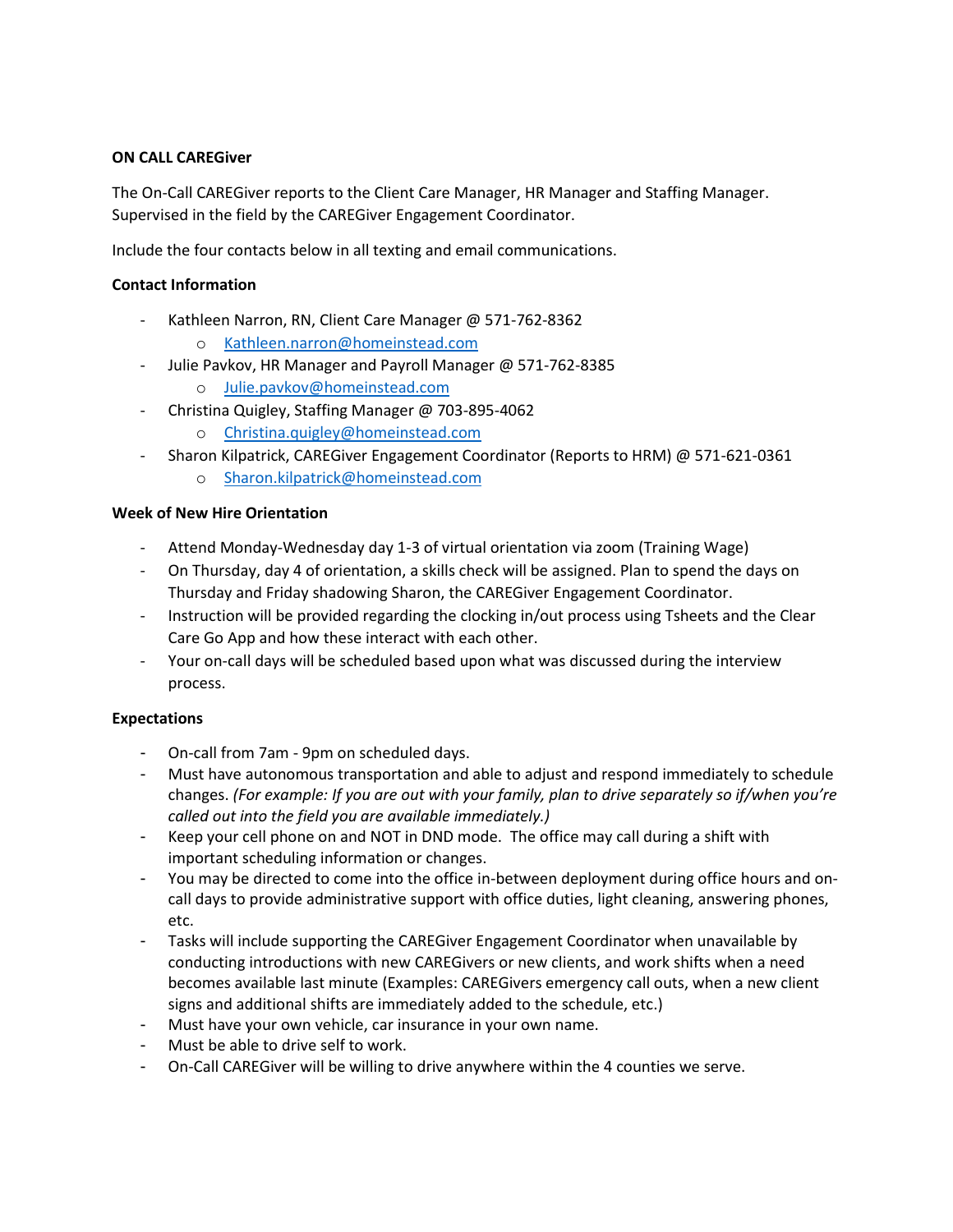**ON CALL CAREGiver**

The On-Call CAREGiver reports to the Client Care Manager, HR Manager and Staffing Manager. Supervised in the field by the CAREGiver Engagement Coordinator.

Include the four contacts below in all texting and email communications.

**Contact Information**

- Kathleen Narron, RN, Client Care Manager @ 571-762-8362
  - Kathleen.narron@homeinstead.com
- Julie Pavkov, HR Manager and Payroll Manager @ 571-762-8385
  - Julie.pavkov@homeinstead.com
- Christina Quigley, Staffing Manager @ 703-895-4062
  - Christina.quigley@homeinstead.com
- Sharon Kilpatrick, CAREGiver Engagement Coordinator (Reports to HRM) @ 571-621-0361
  - Sharon.kilpatrick@homeinstead.com

**Week of New Hire Orientation**

- Attend Monday-Wednesday day 1-3 of virtual orientation via zoom (Training Wage)
- On Thursday, day 4 of orientation, a skills check will be assigned. Plan to spend the days on Thursday and Friday shadowing Sharon, the CAREGiver Engagement Coordinator.
- Instruction will be provided regarding the clocking in/out process using Tsheets and the Clear Care Go App and how these interact with each other.
- Your on-call days will be scheduled based upon what was discussed during the interview process.

**Expectations**

- On-call from 7am - 9pm on scheduled days.
- Must have autonomous transportation and able to adjust and respond immediately to schedule changes. *(For example: If you are out with your family, plan to drive separately so if/when you're called out into the field you are available immediately.)*
- Keep your cell phone on and NOT in DND mode. The office may call during a shift with important scheduling information or changes.
- You may be directed to come into the office in-between deployment during office hours and on-call days to provide administrative support with office duties, light cleaning, answering phones, etc.
- Tasks will include supporting the CAREGiver Engagement Coordinator when unavailable by conducting introductions with new CAREGivers or new clients, and work shifts when a need becomes available last minute (Examples: CAREGivers emergency call outs, when a new client signs and additional shifts are immediately added to the schedule, etc.)
- Must have your own vehicle, car insurance in your own name.
- Must be able to drive self to work.
- On-Call CAREGiver will be willing to drive anywhere within the 4 counties we serve.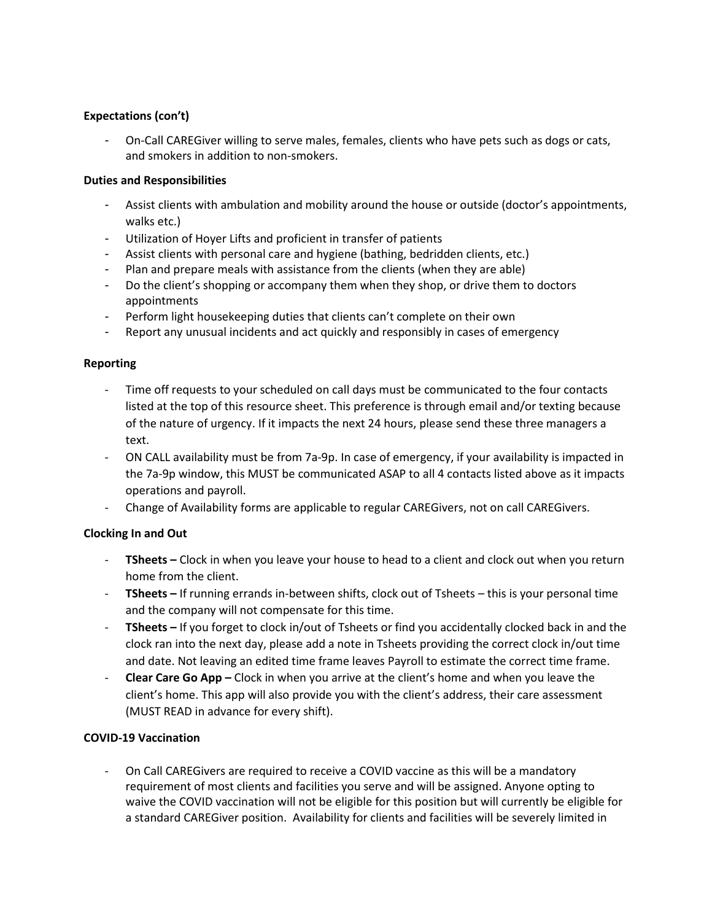**Expectations (con't)**

- On-Call CAREGiver willing to serve males, females, clients who have pets such as dogs or cats, and smokers in addition to non-smokers.

**Duties and Responsibilities**

- Assist clients with ambulation and mobility around the house or outside (doctor's appointments, walks etc.)
- Utilization of Hoyer Lifts and proficient in transfer of patients
- Assist clients with personal care and hygiene (bathing, bedridden clients, etc.)
- Plan and prepare meals with assistance from the clients (when they are able)
- Do the client's shopping or accompany them when they shop, or drive them to doctors appointments
- Perform light housekeeping duties that clients can't complete on their own
- Report any unusual incidents and act quickly and responsibly in cases of emergency

**Reporting**

- Time off requests to your scheduled on call days must be communicated to the four contacts listed at the top of this resource sheet. This preference is through email and/or texting because of the nature of urgency. If it impacts the next 24 hours, please send these three managers a text.
- ON CALL availability must be from 7a-9p. In case of emergency, if your availability is impacted in the 7a-9p window, this MUST be communicated ASAP to all 4 contacts listed above as it impacts operations and payroll.
- Change of Availability forms are applicable to regular CAREGivers, not on call CAREGivers.

**Clocking In and Out**

- **TSheets –** Clock in when you leave your house to head to a client and clock out when you return home from the client.
- **TSheets –** If running errands in-between shifts, clock out of Tsheets – this is your personal time and the company will not compensate for this time.
- **TSheets –** If you forget to clock in/out of Tsheets or find you accidentally clocked back in and the clock ran into the next day, please add a note in Tsheets providing the correct clock in/out time and date. Not leaving an edited time frame leaves Payroll to estimate the correct time frame.
- **Clear Care Go App –** Clock in when you arrive at the client's home and when you leave the client's home. This app will also provide you with the client's address, their care assessment (MUST READ in advance for every shift).

**COVID-19 Vaccination**

- On Call CAREGivers are required to receive a COVID vaccine as this will be a mandatory requirement of most clients and facilities you serve and will be assigned. Anyone opting to waive the COVID vaccination will not be eligible for this position but will currently be eligible for a standard CAREGiver position. Availability for clients and facilities will be severely limited in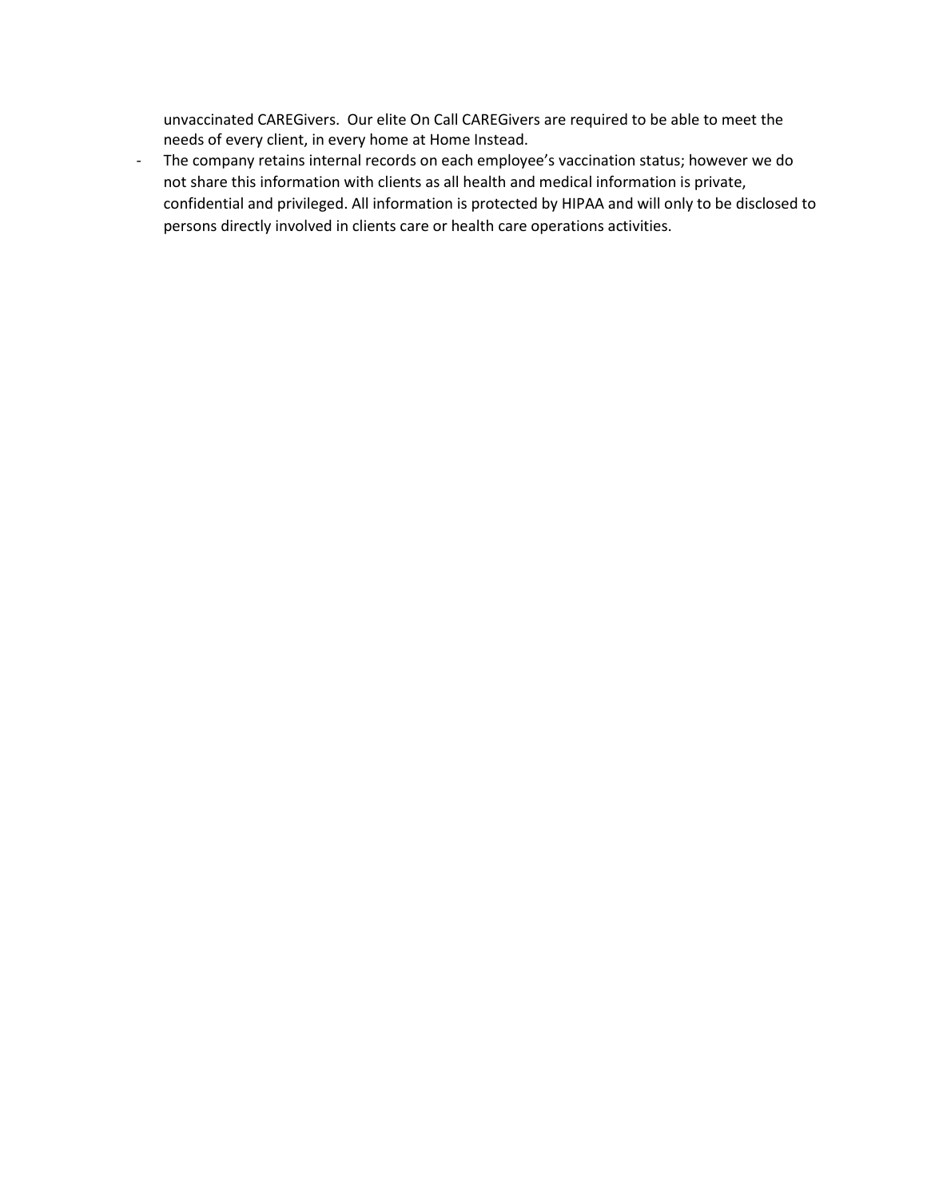unvaccinated CAREGivers. Our elite On Call CAREGivers are required to be able to meet the needs of every client, in every home at Home Instead.

- The company retains internal records on each employee's vaccination status; however we do not share this information with clients as all health and medical information is private, confidential and privileged. All information is protected by HIPAA and will only to be disclosed to persons directly involved in clients care or health care operations activities.